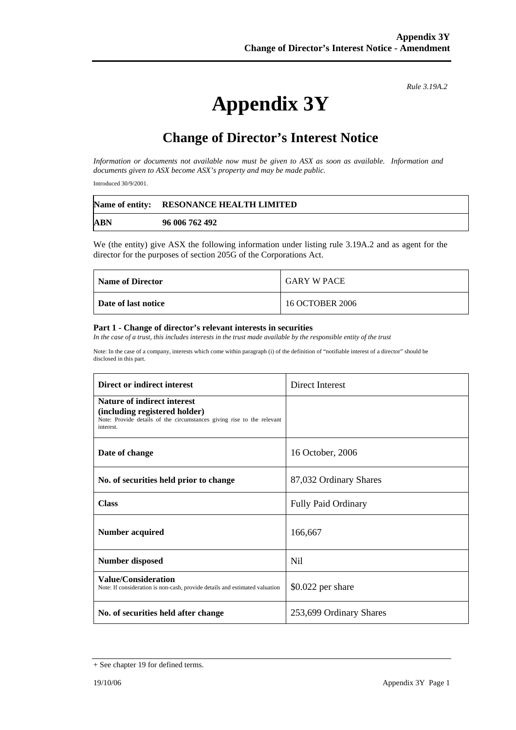*Rule 3.19A.2*

# Appendix 3Y

## Change of Director's Interest Notice

*Information or documents not available now must be given to ASX as soon as available. Information and documents given to ASX become ASX's property and may be made public.*

Introduced 30/9/2001.

| **Name of entity:** | **RESONANCE HEALTH LIMITED** |
|---|---|
| **ABN** | **96 006 762 492** |

We (the entity) give ASX the following information under listing rule 3.19A.2 and as agent for the director for the purposes of section 205G of the Corporations Act.

| **Name of Director** | GARY W PACE |
|---|---|
| **Date of last notice** | 16 OCTOBER 2006 |

#### Part 1 - Change of director's relevant interests in securities

*In the case of a trust, this includes interests in the trust made available by the responsible entity of the trust*

Note: In the case of a company, interests which come within paragraph (i) of the definition of "notifiable interest of a director" should be disclosed in this part.

| **Direct or indirect interest** | Direct Interest |
|---|---|
| **Nature of indirect interest (including registered holder)** Note: Provide details of the circumstances giving rise to the relevant interest. | |
| **Date of change** | 16 October, 2006 |
| **No. of securities held prior to change** | 87,032 Ordinary Shares |
| **Class** | Fully Paid Ordinary |
| **Number acquired** | 166,667 |
| **Number disposed** | Nil |
| **Value/Consideration** Note: If consideration is non-cash, provide details and estimated valuation | $0.022 per share |
| **No. of securities held after change** | 253,699 Ordinary Shares |

+ See chapter 19 for defined terms.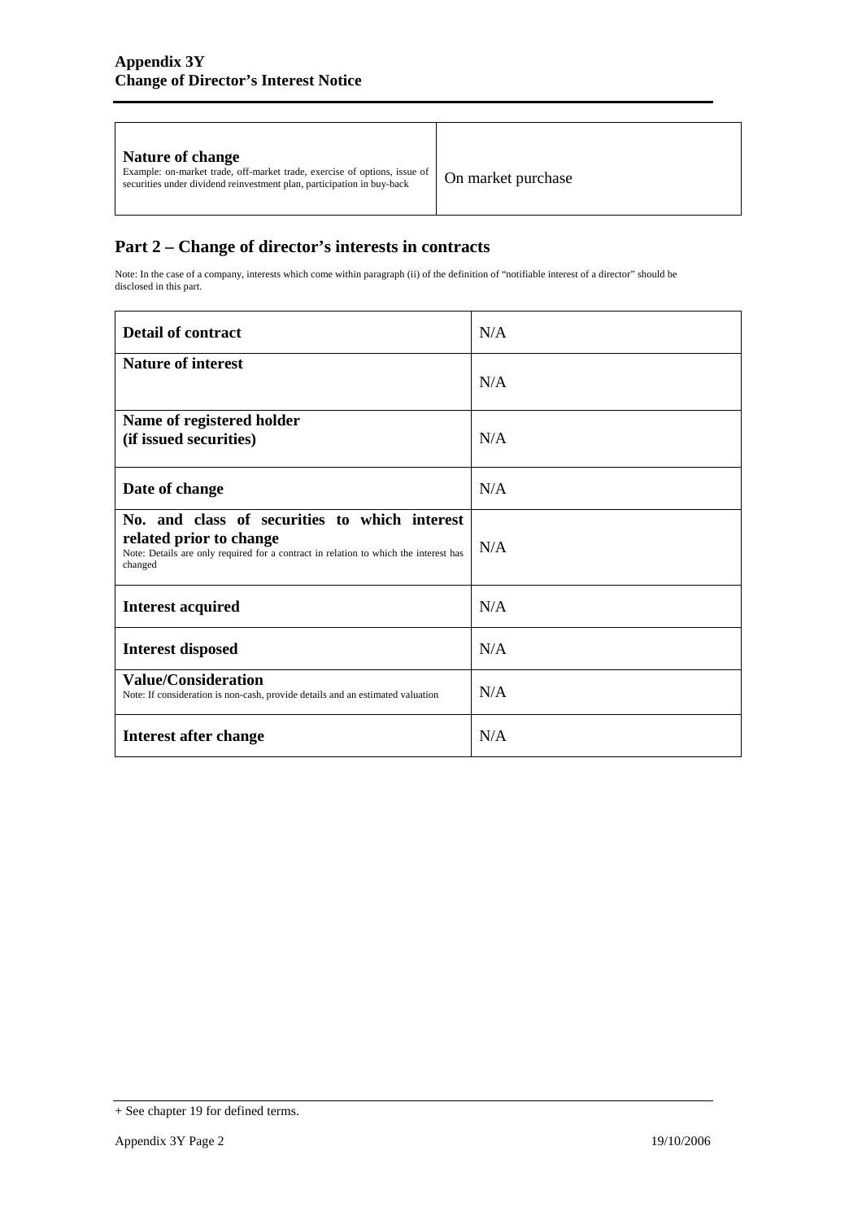| Nature of change<br>Example: on-market trade, off-market trade, exercise of options, issue of securities under dividend reinvestment plan, participation in buy-back | On market purchase |
|---|---|

## Part 2 – Change of director's interests in contracts

Note: In the case of a company, interests which come within paragraph (ii) of the definition of "notifiable interest of a director" should be disclosed in this part.

| | |
|---|---|
| **Detail of contract** | N/A |
| **Nature of interest** | N/A |
| **Name of registered holder (if issued securities)** | N/A |
| **Date of change** | N/A |
| **No. and class of securities to which interest related prior to change**<br>Note: Details are only required for a contract in relation to which the interest has changed | N/A |
| **Interest acquired** | N/A |
| **Interest disposed** | N/A |
| **Value/Consideration**<br>Note: If consideration is non-cash, provide details and an estimated valuation | N/A |
| **Interest after change** | N/A |

+ See chapter 19 for defined terms.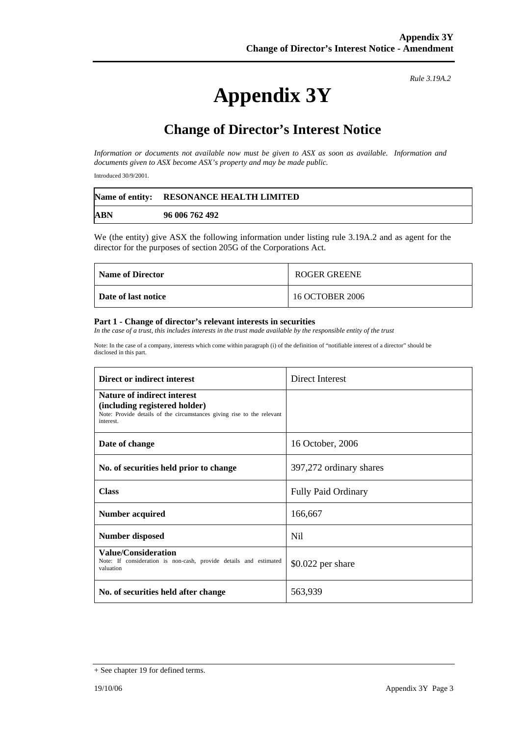*Rule 3.19A.2*

# Appendix 3Y

## Change of Director's Interest Notice

*Information or documents not available now must be given to ASX as soon as available. Information and documents given to ASX become ASX's property and may be made public.*

Introduced 30/9/2001.

| Name of entity: | RESONANCE HEALTH LIMITED |
|---|---|
| ABN | 96 006 762 492 |

We (the entity) give ASX the following information under listing rule 3.19A.2 and as agent for the director for the purposes of section 205G of the Corporations Act.

| Name of Director | ROGER GREENE |
|---|---|
| Date of last notice | 16 OCTOBER 2006 |

**Part 1 - Change of director's relevant interests in securities**

*In the case of a trust, this includes interests in the trust made available by the responsible entity of the trust*

Note: In the case of a company, interests which come within paragraph (i) of the definition of "notifiable interest of a director" should be disclosed in this part.

| Direct or indirect interest | Direct Interest |
|---|---|
| **Nature of indirect interest (including registered holder)** Note: Provide details of the circumstances giving rise to the relevant interest. | |
| **Date of change** | 16 October, 2006 |
| **No. of securities held prior to change** | 397,272 ordinary shares |
| **Class** | Fully Paid Ordinary |
| **Number acquired** | 166,667 |
| **Number disposed** | Nil |
| **Value/Consideration** Note: If consideration is non-cash, provide details and estimated valuation | $0.022 per share |
| **No. of securities held after change** | 563,939 |

+ See chapter 19 for defined terms.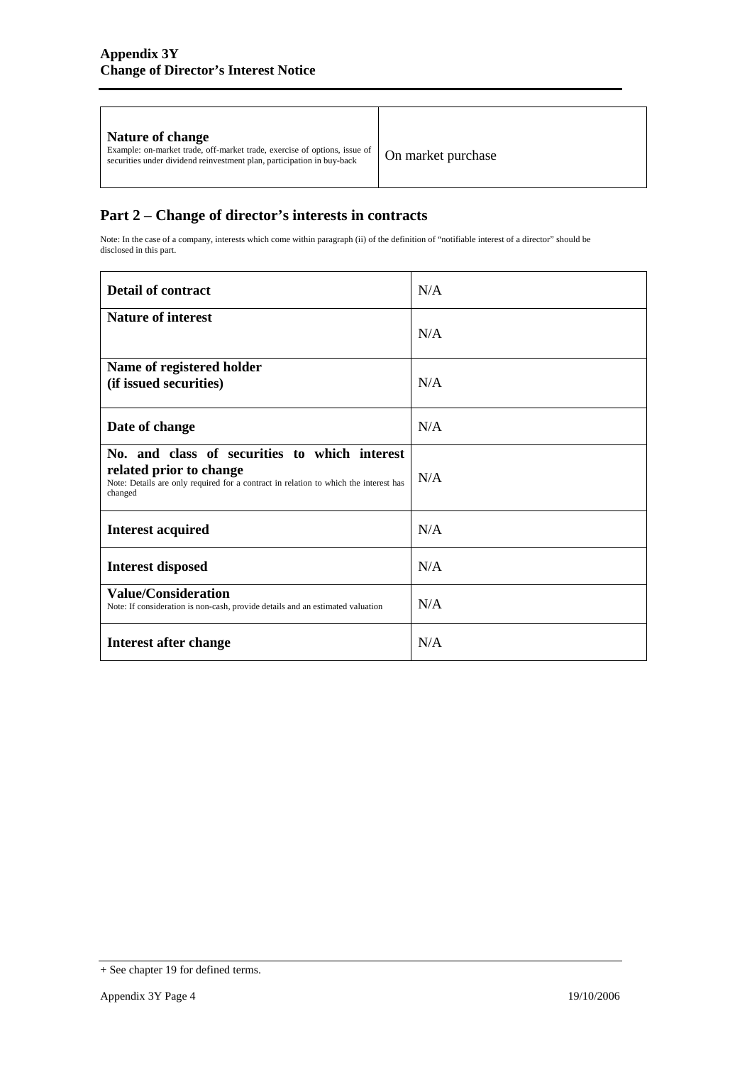| **Nature of change**<br>Example: on-market trade, off-market trade, exercise of options, issue of securities under dividend reinvestment plan, participation in buy-back | On market purchase |
|---|---|

## Part 2 – Change of director's interests in contracts

Note: In the case of a company, interests which come within paragraph (ii) of the definition of "notifiable interest of a director" should be disclosed in this part.

| **Detail of contract** | N/A |
|---|---|
| **Nature of interest** | N/A |
| **Name of registered holder (if issued securities)** | N/A |
| **Date of change** | N/A |
| **No. and class of securities to which interest related prior to change**<br>Note: Details are only required for a contract in relation to which the interest has changed | N/A |
| **Interest acquired** | N/A |
| **Interest disposed** | N/A |
| **Value/Consideration**<br>Note: If consideration is non-cash, provide details and an estimated valuation | N/A |
| **Interest after change** | N/A |

+ See chapter 19 for defined terms.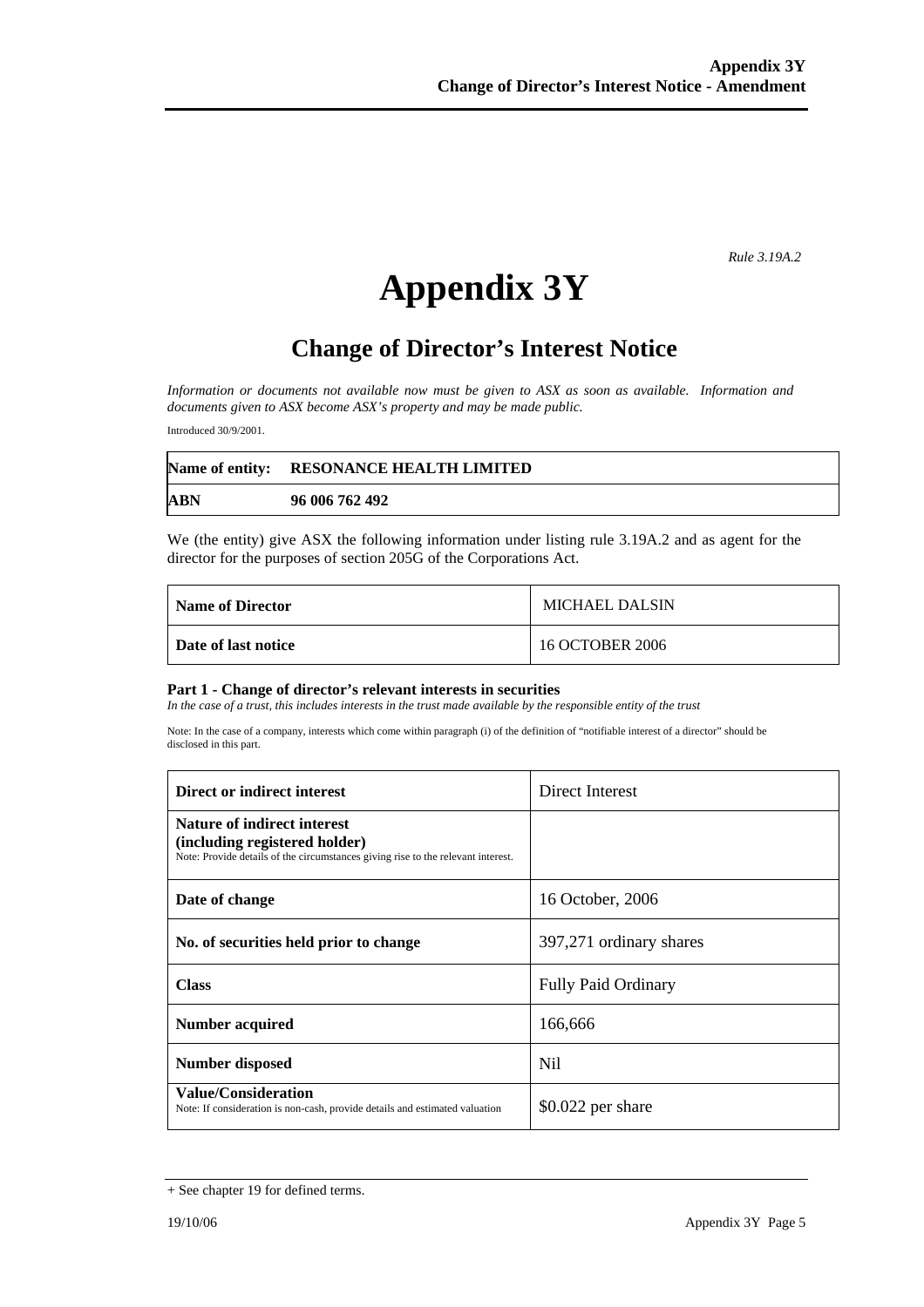*Rule 3.19A.2*

# Appendix 3Y

## Change of Director's Interest Notice

*Information or documents not available now must be given to ASX as soon as available. Information and documents given to ASX become ASX's property and may be made public.*

Introduced 30/9/2001.

| **Name of entity:** | **RESONANCE HEALTH LIMITED** |
|---|---|
| **ABN** | **96 006 762 492** |

We (the entity) give ASX the following information under listing rule 3.19A.2 and as agent for the director for the purposes of section 205G of the Corporations Act.

| **Name of Director** | MICHAEL DALSIN |
|---|---|
| **Date of last notice** | 16 OCTOBER 2006 |

**Part 1 - Change of director's relevant interests in securities**
*In the case of a trust, this includes interests in the trust made available by the responsible entity of the trust*

Note: In the case of a company, interests which come within paragraph (i) of the definition of "notifiable interest of a director" should be disclosed in this part.

| **Direct or indirect interest** | Direct Interest |
|---|---|
| **Nature of indirect interest (including registered holder)** Note: Provide details of the circumstances giving rise to the relevant interest. | |
| **Date of change** | 16 October, 2006 |
| **No. of securities held prior to change** | 397,271 ordinary shares |
| **Class** | Fully Paid Ordinary |
| **Number acquired** | 166,666 |
| **Number disposed** | Nil |
| **Value/Consideration** Note: If consideration is non-cash, provide details and estimated valuation | $0.022 per share |

+ See chapter 19 for defined terms.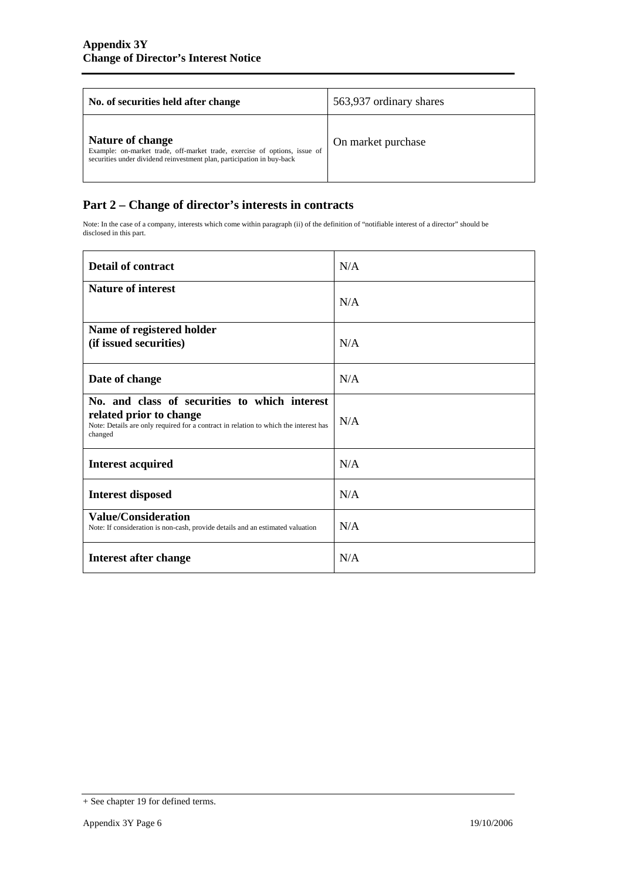| | |
|---|---|
| **No. of securities held after change** | 563,937 ordinary shares |
| **Nature of change**<br>Example: on-market trade, off-market trade, exercise of options, issue of securities under dividend reinvestment plan, participation in buy-back | On market purchase |

## Part 2 – Change of director's interests in contracts

Note: In the case of a company, interests which come within paragraph (ii) of the definition of "notifiable interest of a director" should be disclosed in this part.

| | |
|---|---|
| **Detail of contract** | N/A |
| **Nature of interest** | N/A |
| **Name of registered holder (if issued securities)** | N/A |
| **Date of change** | N/A |
| **No. and class of securities to which interest related prior to change**<br>Note: Details are only required for a contract in relation to which the interest has changed | N/A |
| **Interest acquired** | N/A |
| **Interest disposed** | N/A |
| **Value/Consideration**<br>Note: If consideration is non-cash, provide details and an estimated valuation | N/A |
| **Interest after change** | N/A |

+ See chapter 19 for defined terms.